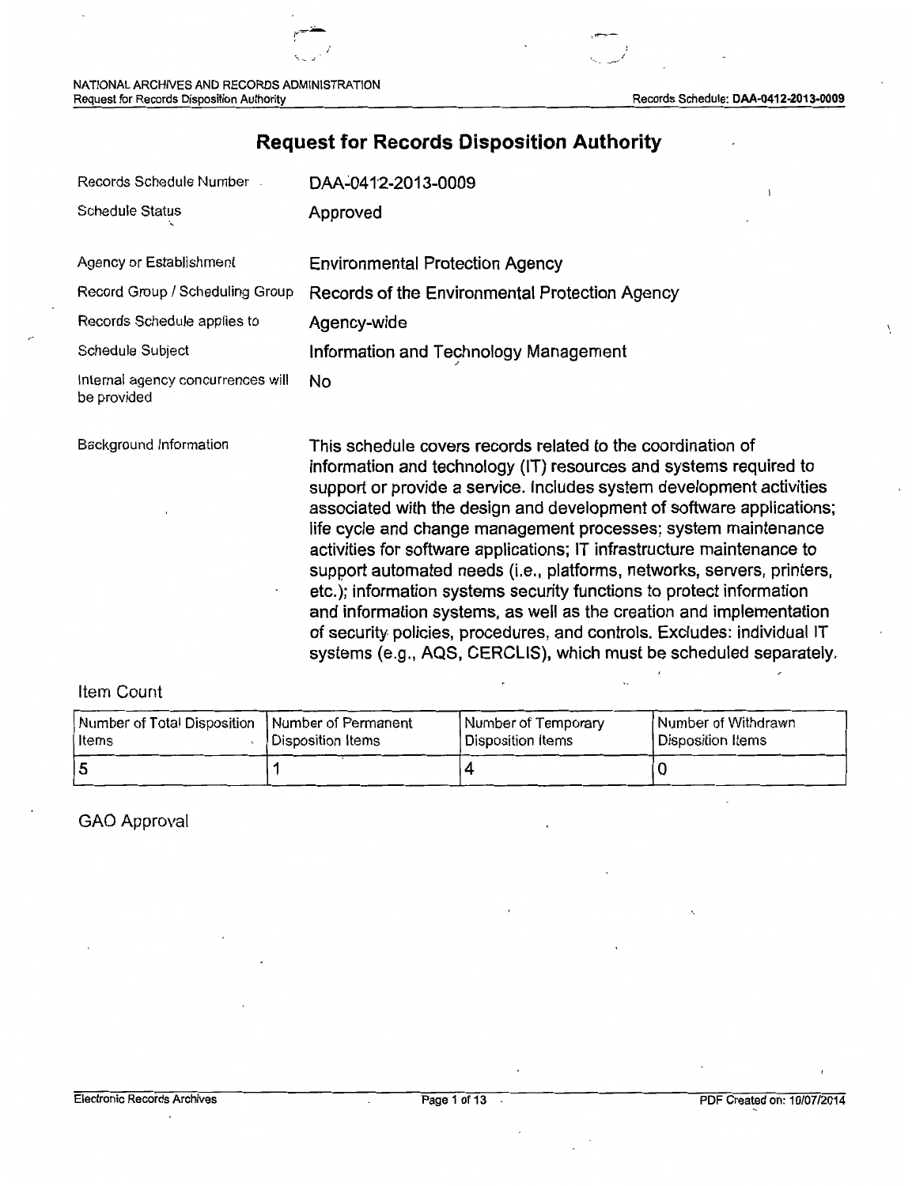# Request for Records Disposition Authority

| | |
|---|---|
| Records Schedule Number | DAA-0412-2013-0009 |
| Schedule Status | Approved |
| Agency or Establishment | Environmental Protection Agency |
| Record Group / Scheduling Group | Records of the Environmental Protection Agency |
| Records Schedule applies to | Agency-wide |
| Schedule Subject | Information and Technology Management |
| Internal agency concurrences will be provided | No |
| Background Information | This schedule covers records related to the coordination of information and technology (IT) resources and systems required to support or provide a service. Includes system development activities associated with the design and development of software applications; life cycle and change management processes; system maintenance activities for software applications; IT infrastructure maintenance to support automated needs (i.e., platforms, networks, servers, printers, etc.); information systems security functions to protect information and information systems, as well as the creation and implementation of security policies, procedures, and controls. Excludes: individual IT systems (e.g., AQS, CERCLIS), which must be scheduled separately. |

## Item Count

| Number of Total Disposition Items | Number of Permanent Disposition Items | Number of Temporary Disposition Items | Number of Withdrawn Disposition Items |
|---|---|---|---|
| 5 | 1 | 4 | 0 |

## GAO Approval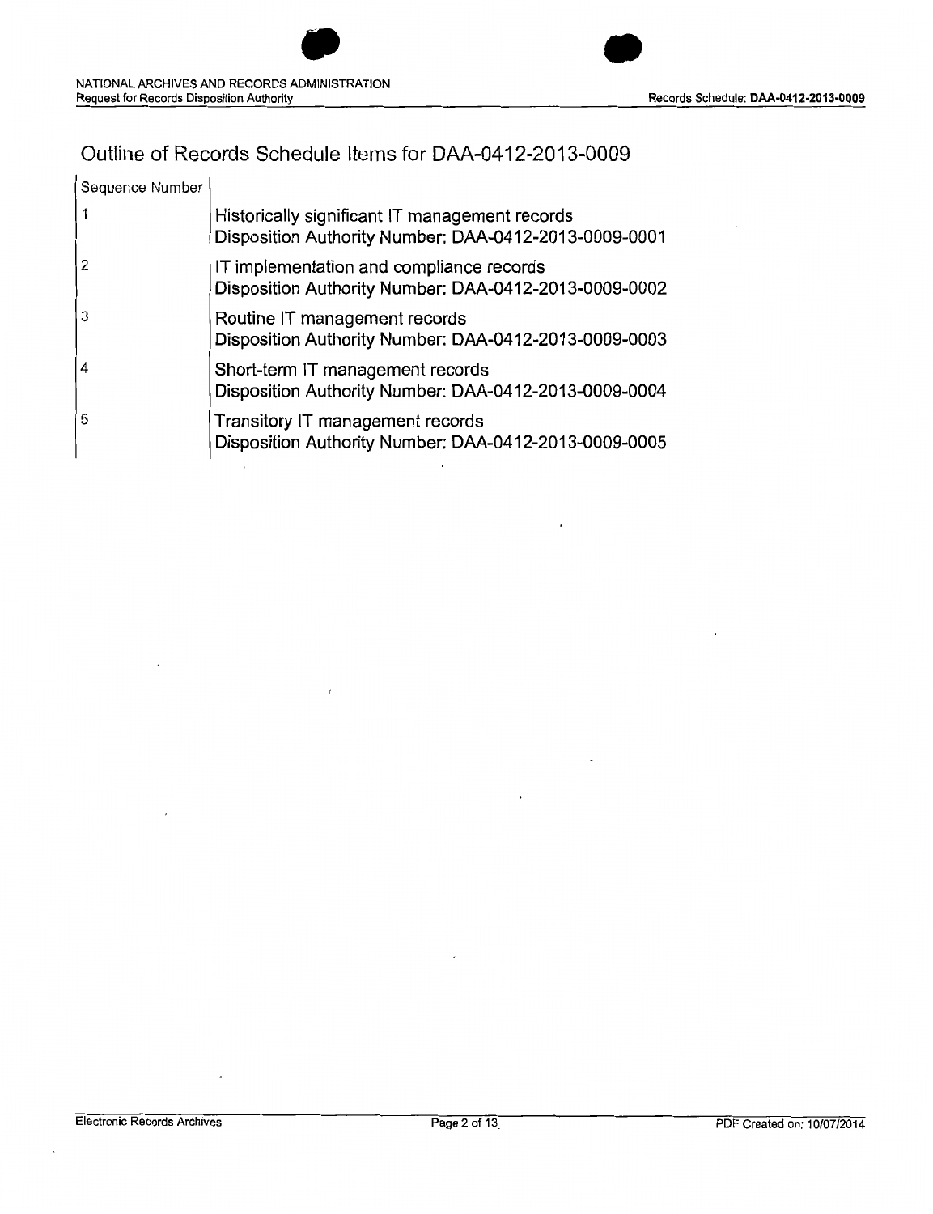# Outline of Records Schedule Items for DAA-0412-2013-0009

| Sequence Number | |
|---|---|
| 1 | Historically significant IT management records<br>Disposition Authority Number: DAA-0412-2013-0009-0001 |
| 2 | IT implementation and compliance records<br>Disposition Authority Number: DAA-0412-2013-0009-0002 |
| 3 | Routine IT management records<br>Disposition Authority Number: DAA-0412-2013-0009-0003 |
| 4 | Short-term IT management records<br>Disposition Authority Number: DAA-0412-2013-0009-0004 |
| 5 | Transitory IT management records<br>Disposition Authority Number: DAA-0412-2013-0009-0005 |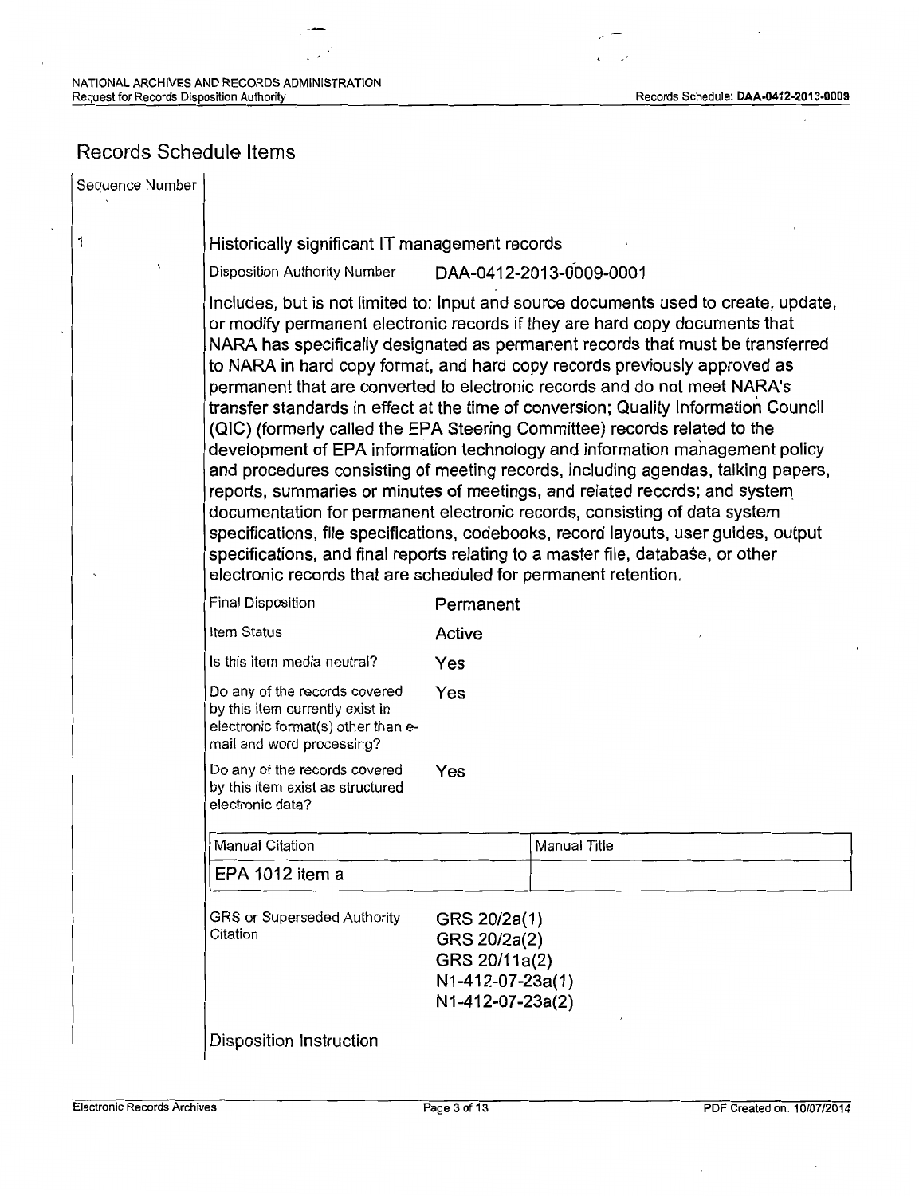## Records Schedule Items

| Sequence Number | |
|---|---|
| 1 | **Historically significant IT management records** |

Disposition Authority Number: DAA-0412-2013-0009-0001

Includes, but is not limited to: Input and source documents used to create, update, or modify permanent electronic records if they are hard copy documents that NARA has specifically designated as permanent records that must be transferred to NARA in hard copy format, and hard copy records previously approved as permanent that are converted to electronic records and do not meet NARA's transfer standards in effect at the time of conversion; Quality Information Council (QIC) (formerly called the EPA Steering Committee) records related to the development of EPA information technology and information management policy and procedures consisting of meeting records, including agendas, talking papers, reports, summaries or minutes of meetings, and related records; and system documentation for permanent electronic records, consisting of data system specifications, file specifications, codebooks, record layouts, user guides, output specifications, and final reports relating to a master file, database, or other electronic records that are scheduled for permanent retention.

| | |
|---|---|
| Final Disposition | Permanent |
| Item Status | Active |
| Is this item media neutral? | Yes |
| Do any of the records covered by this item currently exist in electronic format(s) other than e-mail and word processing? | Yes |
| Do any of the records covered by this item exist as structured electronic data? | Yes |

| Manual Citation | Manual Title |
|---|---|
| EPA 1012 item a | |

GRS or Superseded Authority Citation:
GRS 20/2a(1)
GRS 20/2a(2)
GRS 20/11a(2)
N1-412-07-23a(1)
N1-412-07-23a(2)

Disposition Instruction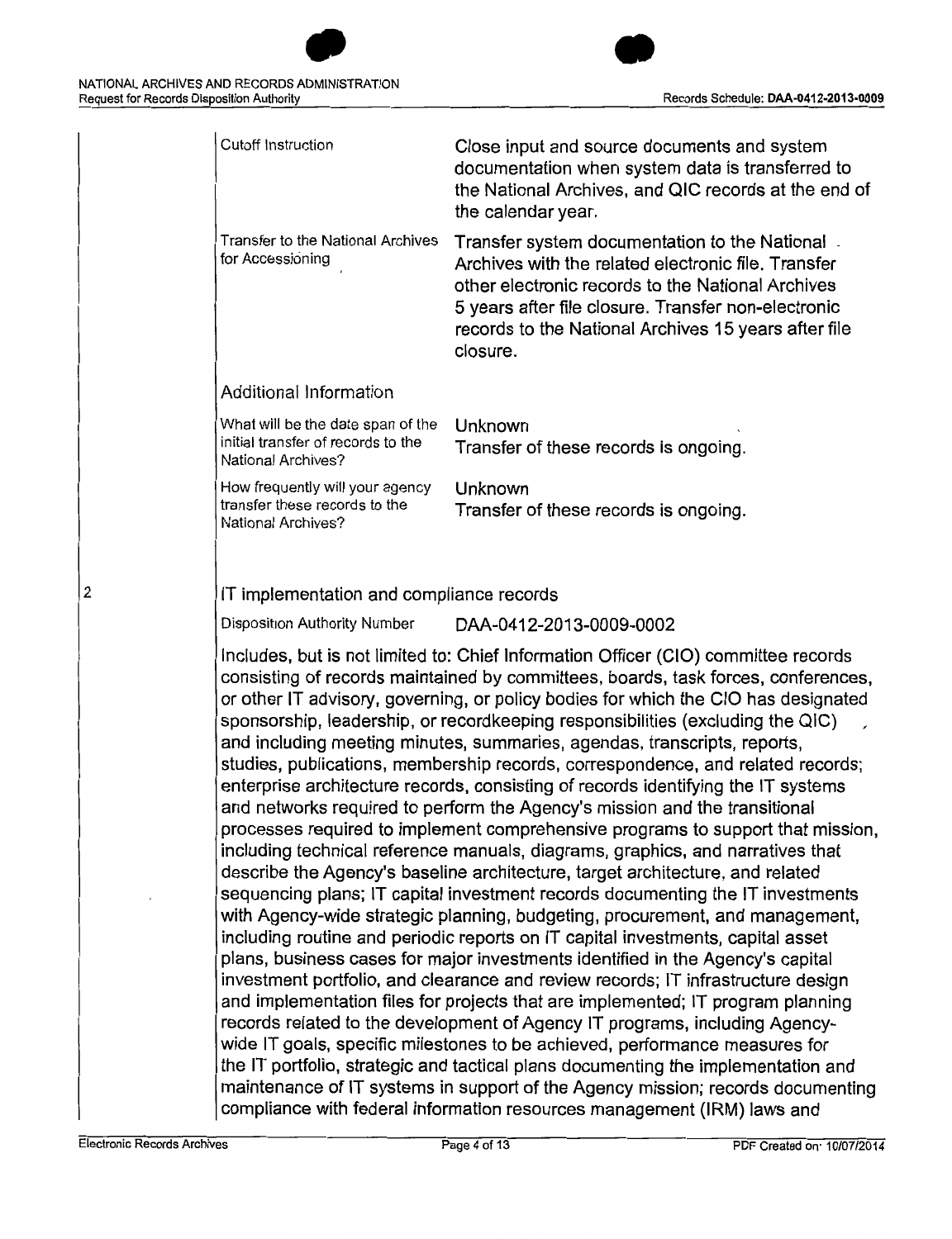| | |
|---|---|
| Cutoff Instruction | Close input and source documents and system documentation when system data is transferred to the National Archives, and QIC records at the end of the calendar year. |
| Transfer to the National Archives for Accessioning | Transfer system documentation to the National Archives with the related electronic file. Transfer other electronic records to the National Archives 5 years after file closure. Transfer non-electronic records to the National Archives 15 years after file closure. |

### Additional Information

| | |
|---|---|
| What will be the date span of the initial transfer of records to the National Archives? | Unknown<br>Transfer of these records is ongoing. |
| How frequently will your agency transfer these records to the National Archives? | Unknown<br>Transfer of these records is ongoing. |

2

## IT implementation and compliance records

Disposition Authority Number DAA-0412-2013-0009-0002

Includes, but is not limited to: Chief Information Officer (CIO) committee records consisting of records maintained by committees, boards, task forces, conferences, or other IT advisory, governing, or policy bodies for which the CIO has designated sponsorship, leadership, or recordkeeping responsibilities (excluding the QIC) and including meeting minutes, summaries, agendas, transcripts, reports, studies, publications, membership records, correspondence, and related records; enterprise architecture records, consisting of records identifying the IT systems and networks required to perform the Agency's mission and the transitional processes required to implement comprehensive programs to support that mission, including technical reference manuals, diagrams, graphics, and narratives that describe the Agency's baseline architecture, target architecture, and related sequencing plans; IT capital investment records documenting the IT investments with Agency-wide strategic planning, budgeting, procurement, and management, including routine and periodic reports on IT capital investments, capital asset plans, business cases for major investments identified in the Agency's capital investment portfolio, and clearance and review records; IT infrastructure design and implementation files for projects that are implemented; IT program planning records related to the development of Agency IT programs, including Agency-wide IT goals, specific milestones to be achieved, performance measures for the IT portfolio, strategic and tactical plans documenting the implementation and maintenance of IT systems in support of the Agency mission; records documenting compliance with federal information resources management (IRM) laws and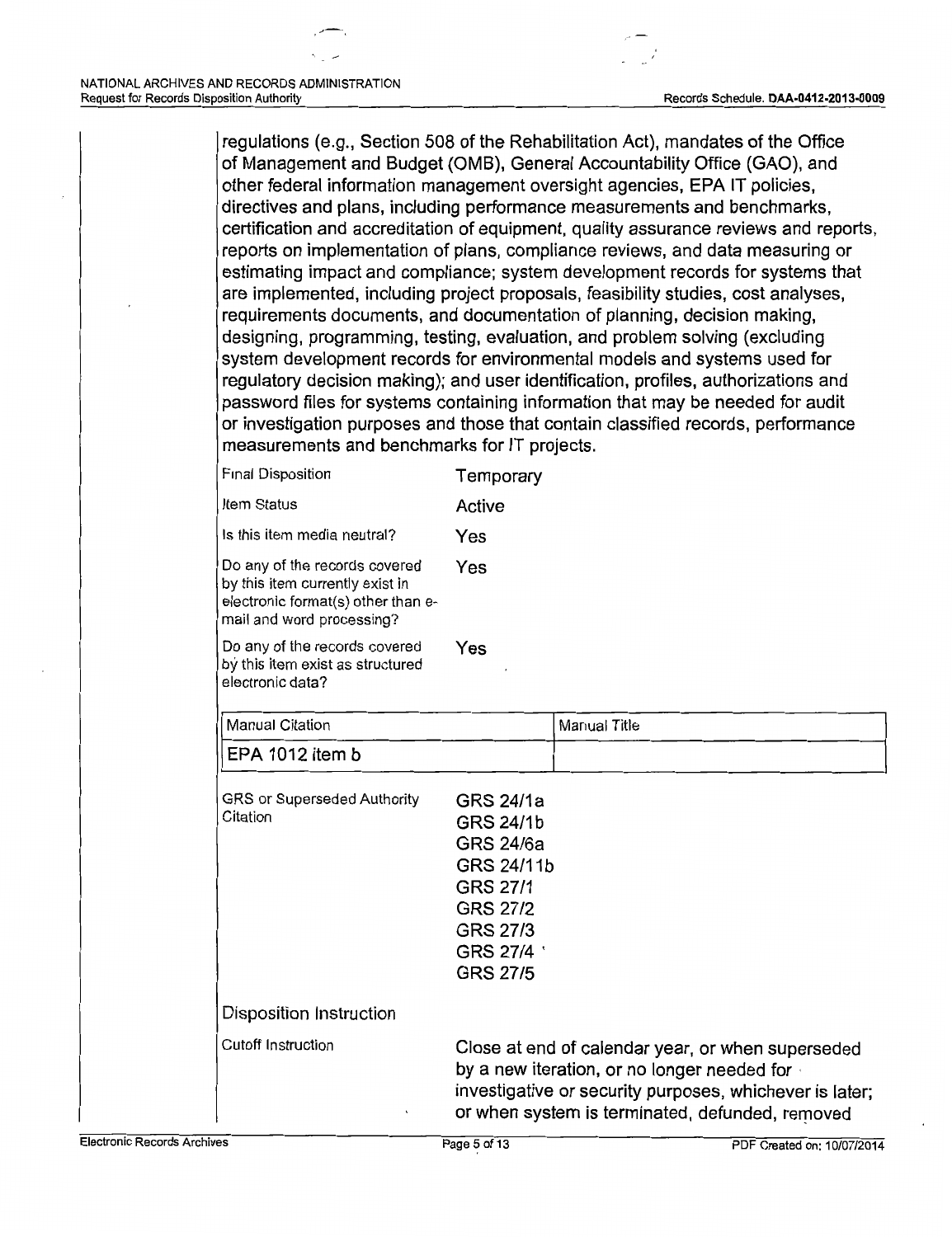regulations (e.g., Section 508 of the Rehabilitation Act), mandates of the Office of Management and Budget (OMB), General Accountability Office (GAO), and other federal information management oversight agencies, EPA IT policies, directives and plans, including performance measurements and benchmarks, certification and accreditation of equipment, quality assurance reviews and reports, reports on implementation of plans, compliance reviews, and data measuring or estimating impact and compliance; system development records for systems that are implemented, including project proposals, feasibility studies, cost analyses, requirements documents, and documentation of planning, decision making, designing, programming, testing, evaluation, and problem solving (excluding system development records for environmental models and systems used for regulatory decision making); and user identification, profiles, authorizations and password files for systems containing information that may be needed for audit or investigation purposes and those that contain classified records, performance measurements and benchmarks for IT projects.

| | |
|---|---|
| Final Disposition | Temporary |
| Item Status | Active |
| Is this item media neutral? | Yes |
| Do any of the records covered by this item currently exist in electronic format(s) other than e-mail and word processing? | Yes |
| Do any of the records covered by this item exist as structured electronic data? | Yes |

| Manual Citation | Manual Title |
|---|---|
| EPA 1012 item b | |

| | |
|---|---|
| GRS or Superseded Authority Citation | GRS 24/1a<br>GRS 24/1b<br>GRS 24/6a<br>GRS 24/11b<br>GRS 27/1<br>GRS 27/2<br>GRS 27/3<br>GRS 27/4<br>GRS 27/5 |

Disposition Instruction

| | |
|---|---|
| Cutoff Instruction | Close at end of calendar year, or when superseded by a new iteration, or no longer needed for investigative or security purposes, whichever is later; or when system is terminated, defunded, removed |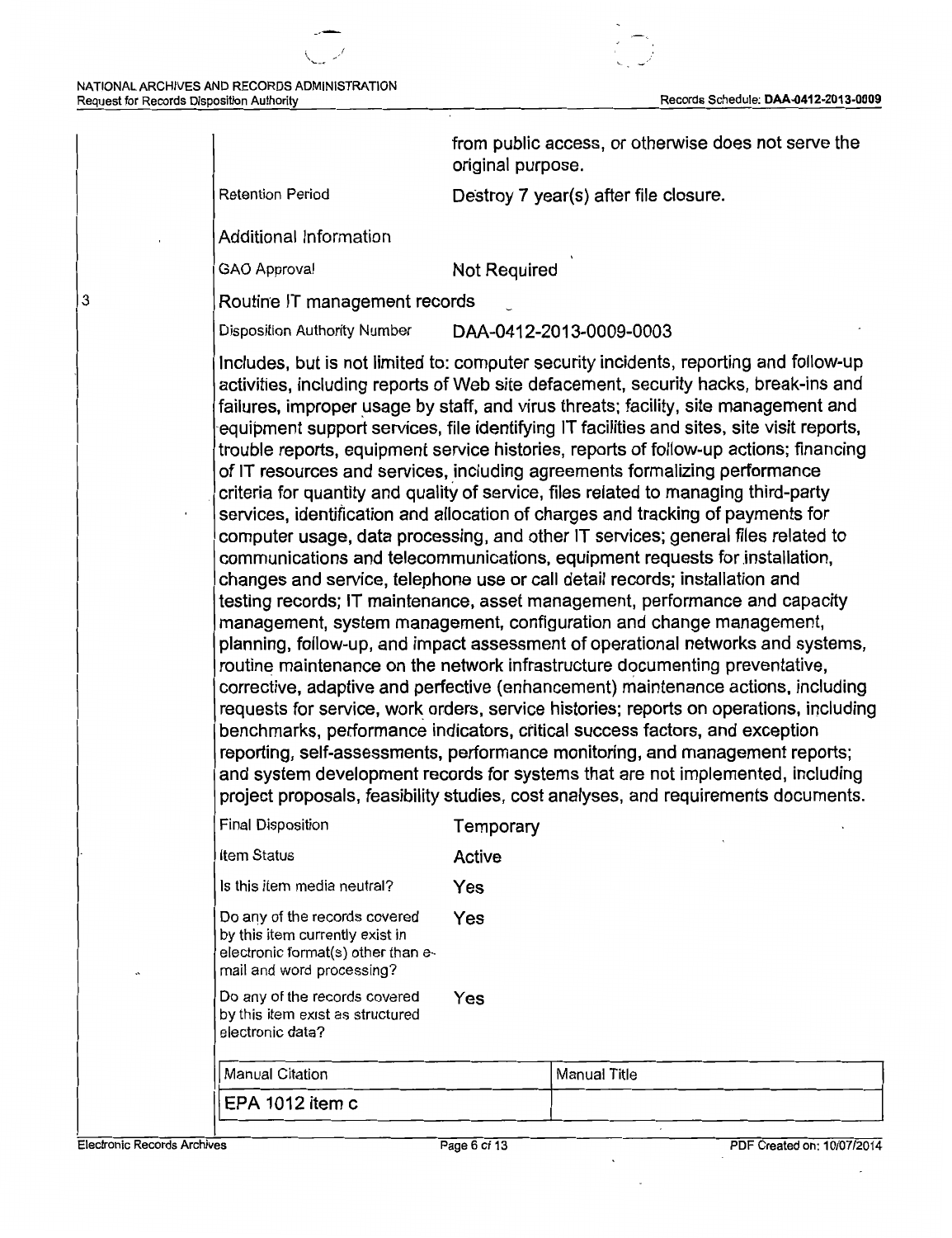from public access, or otherwise does not serve the original purpose.

| | |
|---|---|
| Retention Period | Destroy 7 year(s) after file closure. |

Additional Information

| | |
|---|---|
| GAO Approval | Not Required |

3 Routine IT management records

| | |
|---|---|
| Disposition Authority Number | DAA-0412-2013-0009-0003 |

Includes, but is not limited to: computer security incidents, reporting and follow-up activities, including reports of Web site defacement, security hacks, break-ins and failures, improper usage by staff, and virus threats; facility, site management and equipment support services, file identifying IT facilities and sites, site visit reports, trouble reports, equipment service histories, reports of follow-up actions; financing of IT resources and services, including agreements formalizing performance criteria for quantity and quality of service, files related to managing third-party services, identification and allocation of charges and tracking of payments for computer usage, data processing, and other IT services; general files related to communications and telecommunications, equipment requests for installation, changes and service, telephone use or call detail records; installation and testing records; IT maintenance, asset management, performance and capacity management, system management, configuration and change management, planning, follow-up, and impact assessment of operational networks and systems, routine maintenance on the network infrastructure documenting preventative, corrective, adaptive and perfective (enhancement) maintenance actions, including requests for service, work orders, service histories; reports on operations, including benchmarks, performance indicators, critical success factors, and exception reporting, self-assessments, performance monitoring, and management reports; and system development records for systems that are not implemented, including project proposals, feasibility studies, cost analyses, and requirements documents.

| | |
|---|---|
| Final Disposition | Temporary |
| Item Status | Active |
| Is this item media neutral? | Yes |
| Do any of the records covered by this item currently exist in electronic format(s) other than e-mail and word processing? | Yes |
| Do any of the records covered by this item exist as structured electronic data? | Yes |

| Manual Citation | Manual Title |
|---|---|
| EPA 1012 item c | |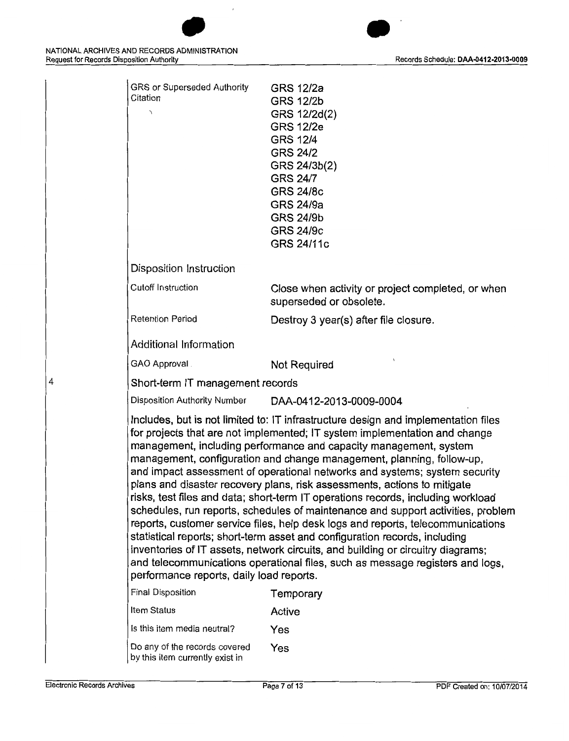| | |
|---|---|
| GRS or Superseded Authority Citation | GRS 12/2a<br>GRS 12/2b<br>GRS 12/2d(2)<br>GRS 12/2e<br>GRS 12/4<br>GRS 24/2<br>GRS 24/3b(2)<br>GRS 24/7<br>GRS 24/8c<br>GRS 24/9a<br>GRS 24/9b<br>GRS 24/9c<br>GRS 24/11c |

**Disposition Instruction**

| | |
|---|---|
| Cutoff Instruction | Close when activity or project completed, or when superseded or obsolete. |
| Retention Period | Destroy 3 year(s) after file closure. |

**Additional Information**

| | |
|---|---|
| GAO Approval | Not Required |

## 4 Short-term IT management records

| | |
|---|---|
| Disposition Authority Number | DAA-0412-2013-0009-0004 |

Includes, but is not limited to: IT infrastructure design and implementation files for projects that are not implemented; IT system implementation and change management, including performance and capacity management, system management, configuration and change management, planning, follow-up, and impact assessment of operational networks and systems; system security plans and disaster recovery plans, risk assessments, actions to mitigate risks, test files and data; short-term IT operations records, including workload schedules, run reports, schedules of maintenance and support activities, problem reports, customer service files, help desk logs and reports, telecommunications statistical reports; short-term asset and configuration records, including inventories of IT assets, network circuits, and building or circuitry diagrams; and telecommunications operational files, such as message registers and logs, performance reports, daily load reports.

| | |
|---|---|
| Final Disposition | Temporary |
| Item Status | Active |
| Is this item media neutral? | Yes |
| Do any of the records covered by this item currently exist in | Yes |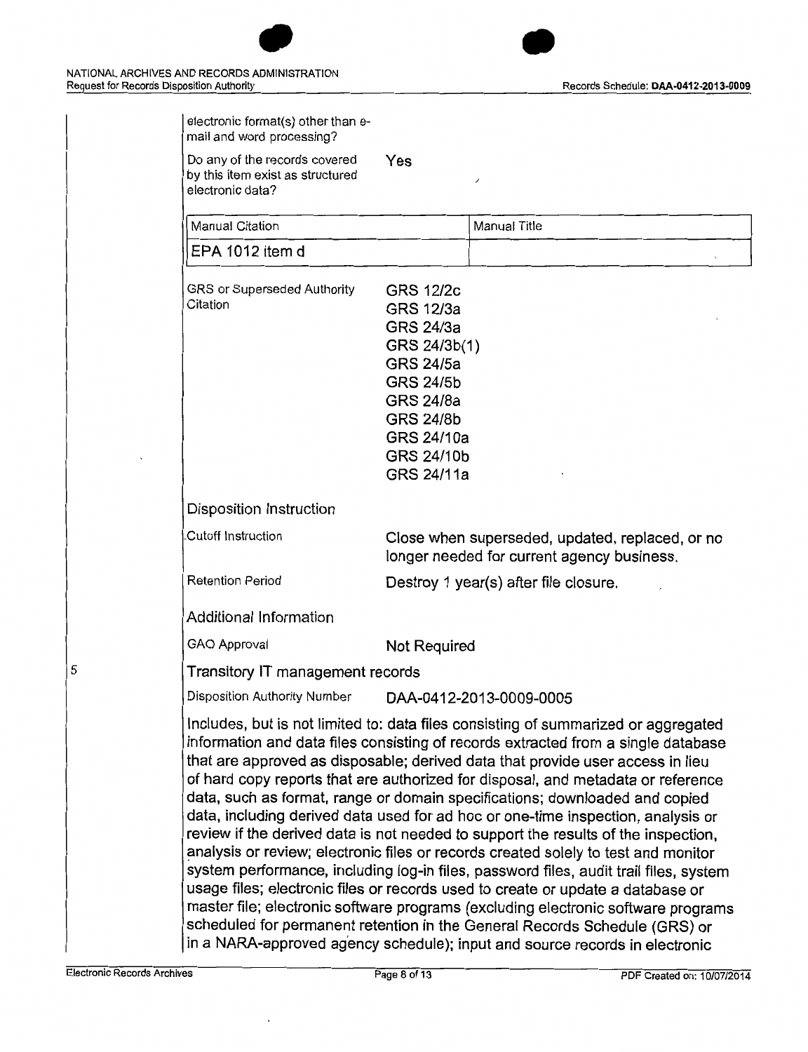electronic format(s) other than e-mail and word processing?

Do any of the records covered by this item exist as structured electronic data? Yes

| Manual Citation | Manual Title |
|---|---|
| EPA 1012 item d | |

GRS or Superseded Authority Citation:
GRS 12/2c
GRS 12/3a
GRS 24/3a
GRS 24/3b(1)
GRS 24/5a
GRS 24/5b
GRS 24/8a
GRS 24/8b
GRS 24/10a
GRS 24/10b
GRS 24/11a

### Disposition Instruction

Cutoff Instruction: Close when superseded, updated, replaced, or no longer needed for current agency business.

Retention Period: Destroy 1 year(s) after file closure.

### Additional Information

GAO Approval: Not Required

## 5 Transitory IT management records

Disposition Authority Number: DAA-0412-2013-0009-0005

Includes, but is not limited to: data files consisting of summarized or aggregated information and data files consisting of records extracted from a single database that are approved as disposable; derived data that provide user access in lieu of hard copy reports that are authorized for disposal, and metadata or reference data, such as format, range or domain specifications; downloaded and copied data, including derived data used for ad hoc or one-time inspection, analysis or review if the derived data is not needed to support the results of the inspection, analysis or review; electronic files or records created solely to test and monitor system performance, including log-in files, password files, audit trail files, system usage files; electronic files or records used to create or update a database or master file; electronic software programs (excluding electronic software programs scheduled for permanent retention in the General Records Schedule (GRS) or in a NARA-approved agency schedule); input and source records in electronic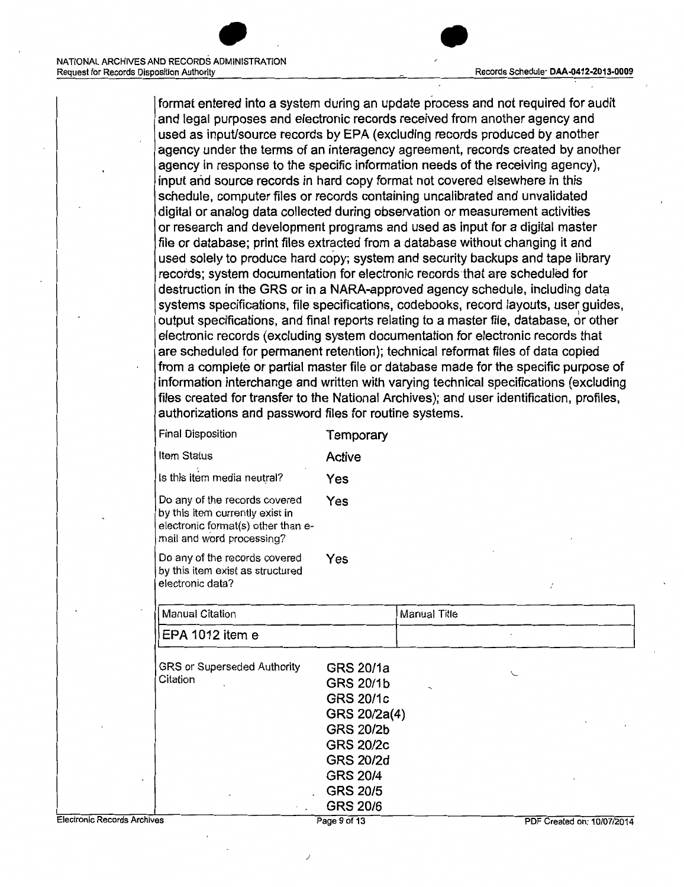format entered into a system during an update process and not required for audit and legal purposes and electronic records received from another agency and used as input/source records by EPA (excluding records produced by another agency under the terms of an interagency agreement, records created by another agency in response to the specific information needs of the receiving agency), input and source records in hard copy format not covered elsewhere in this schedule, computer files or records containing uncalibrated and unvalidated digital or analog data collected during observation or measurement activities or research and development programs and used as input for a digital master file or database; print files extracted from a database without changing it and used solely to produce hard copy; system and security backups and tape library records; system documentation for electronic records that are scheduled for destruction in the GRS or in a NARA-approved agency schedule, including data systems specifications, file specifications, codebooks, record layouts, user guides, output specifications, and final reports relating to a master file, database, or other electronic records (excluding system documentation for electronic records that are scheduled for permanent retention); technical reformat files of data copied from a complete or partial master file or database made for the specific purpose of information interchange and written with varying technical specifications (excluding files created for transfer to the National Archives); and user identification, profiles, authorizations and password files for routine systems.

| | |
|---|---|
| Final Disposition | Temporary |
| Item Status | Active |
| Is this item media neutral? | Yes |
| Do any of the records covered by this item currently exist in electronic format(s) other than e-mail and word processing? | Yes |
| Do any of the records covered by this item exist as structured electronic data? | Yes |

| Manual Citation | Manual Title |
|---|---|
| EPA 1012 item e | |

| | |
|---|---|
| GRS or Superseded Authority Citation | GRS 20/1a<br>GRS 20/1b<br>GRS 20/1c<br>GRS 20/2a(4)<br>GRS 20/2b<br>GRS 20/2c<br>GRS 20/2d<br>GRS 20/4<br>GRS 20/5<br>GRS 20/6 |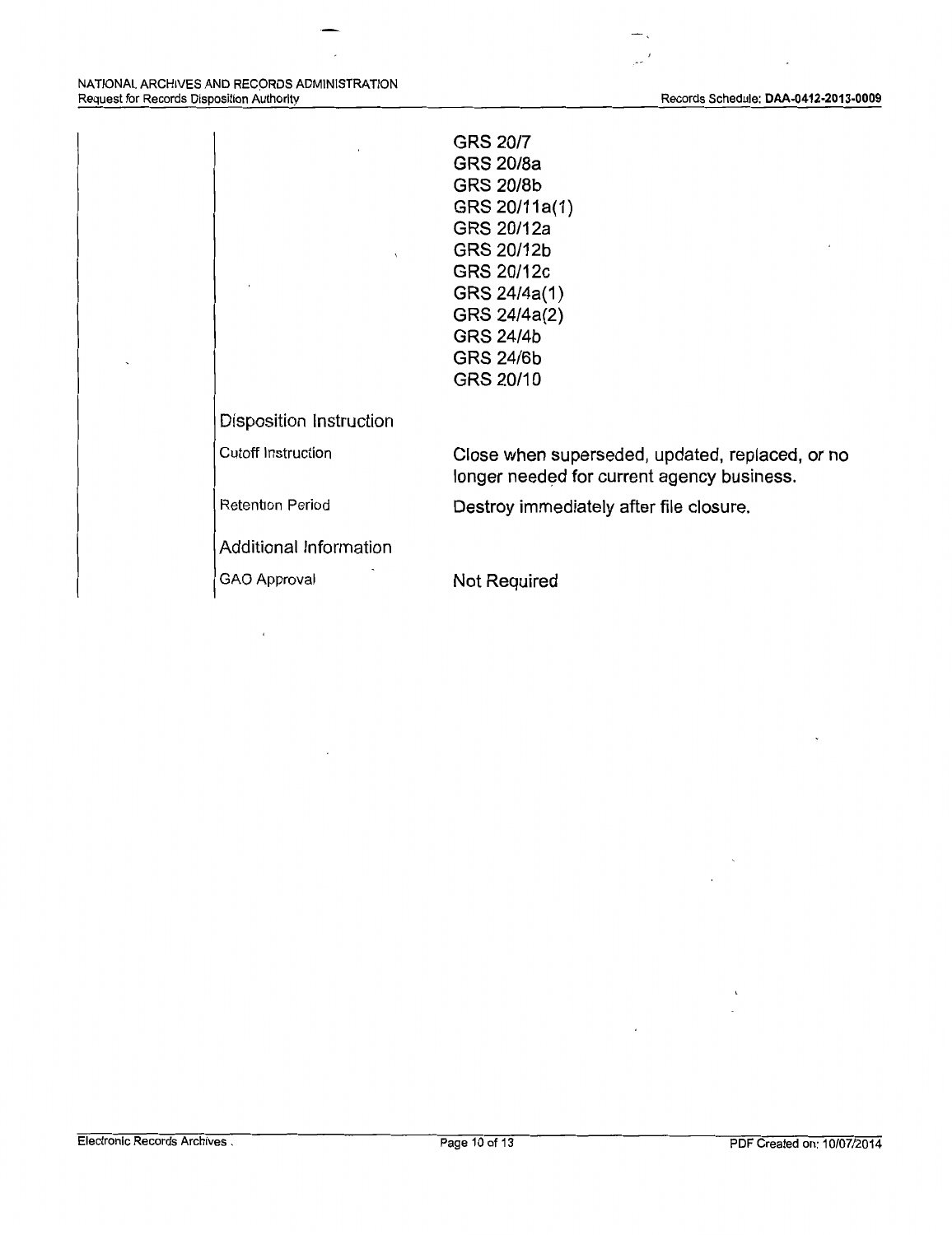| | |
|---|---|
| | GRS 20/7<br>GRS 20/8a<br>GRS 20/8b<br>GRS 20/11a(1)<br>GRS 20/12a<br>GRS 20/12b<br>GRS 20/12c<br>GRS 24/4a(1)<br>GRS 24/4a(2)<br>GRS 24/4b<br>GRS 24/6b<br>GRS 20/10 |
| **Disposition Instruction** | |
| Cutoff Instruction | Close when superseded, updated, replaced, or no longer needed for current agency business. |
| Retention Period | Destroy immediately after file closure. |
| **Additional Information** | |
| GAO Approval | Not Required |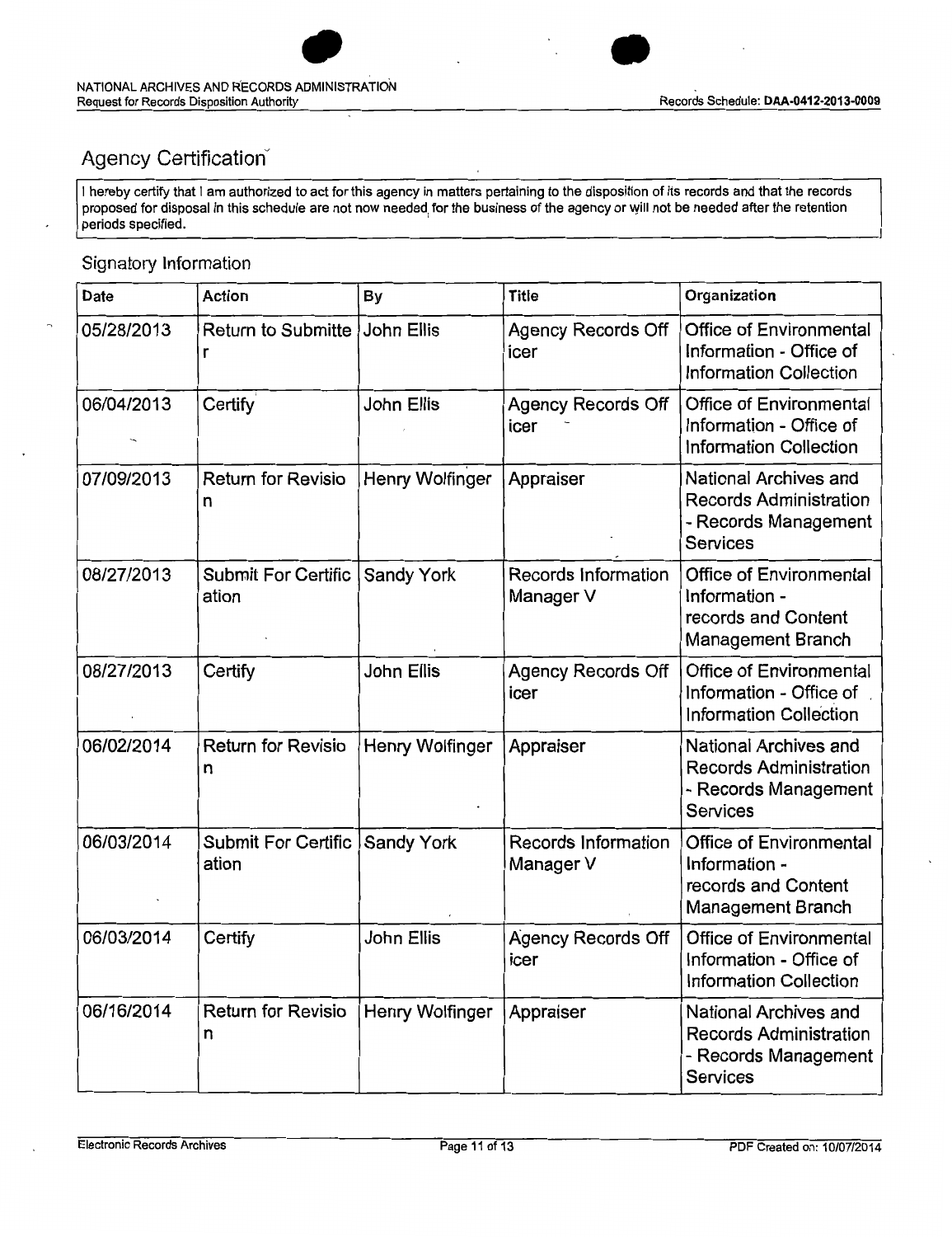## Agency Certification

I hereby certify that I am authorized to act for this agency in matters pertaining to the disposition of its records and that the records proposed for disposal in this schedule are not now needed for the business of the agency or will not be needed after the retention periods specified.

### Signatory Information

| Date | Action | By | Title | Organization |
|---|---|---|---|---|
| 05/28/2013 | Return to Submitter | John Ellis | Agency Records Officer | Office of Environmental Information - Office of Information Collection |
| 06/04/2013 | Certify | John Ellis | Agency Records Officer | Office of Environmental Information - Office of Information Collection |
| 07/09/2013 | Return for Revision | Henry Wolfinger | Appraiser | National Archives and Records Administration - Records Management Services |
| 08/27/2013 | Submit For Certification | Sandy York | Records Information Manager V | Office of Environmental Information - records and Content Management Branch |
| 08/27/2013 | Certify | John Ellis | Agency Records Officer | Office of Environmental Information - Office of Information Collection |
| 06/02/2014 | Return for Revision | Henry Wolfinger | Appraiser | National Archives and Records Administration - Records Management Services |
| 06/03/2014 | Submit For Certification | Sandy York | Records Information Manager V | Office of Environmental Information - records and Content Management Branch |
| 06/03/2014 | Certify | John Ellis | Agency Records Officer | Office of Environmental Information - Office of Information Collection |
| 06/16/2014 | Return for Revision | Henry Wolfinger | Appraiser | National Archives and Records Administration - Records Management Services |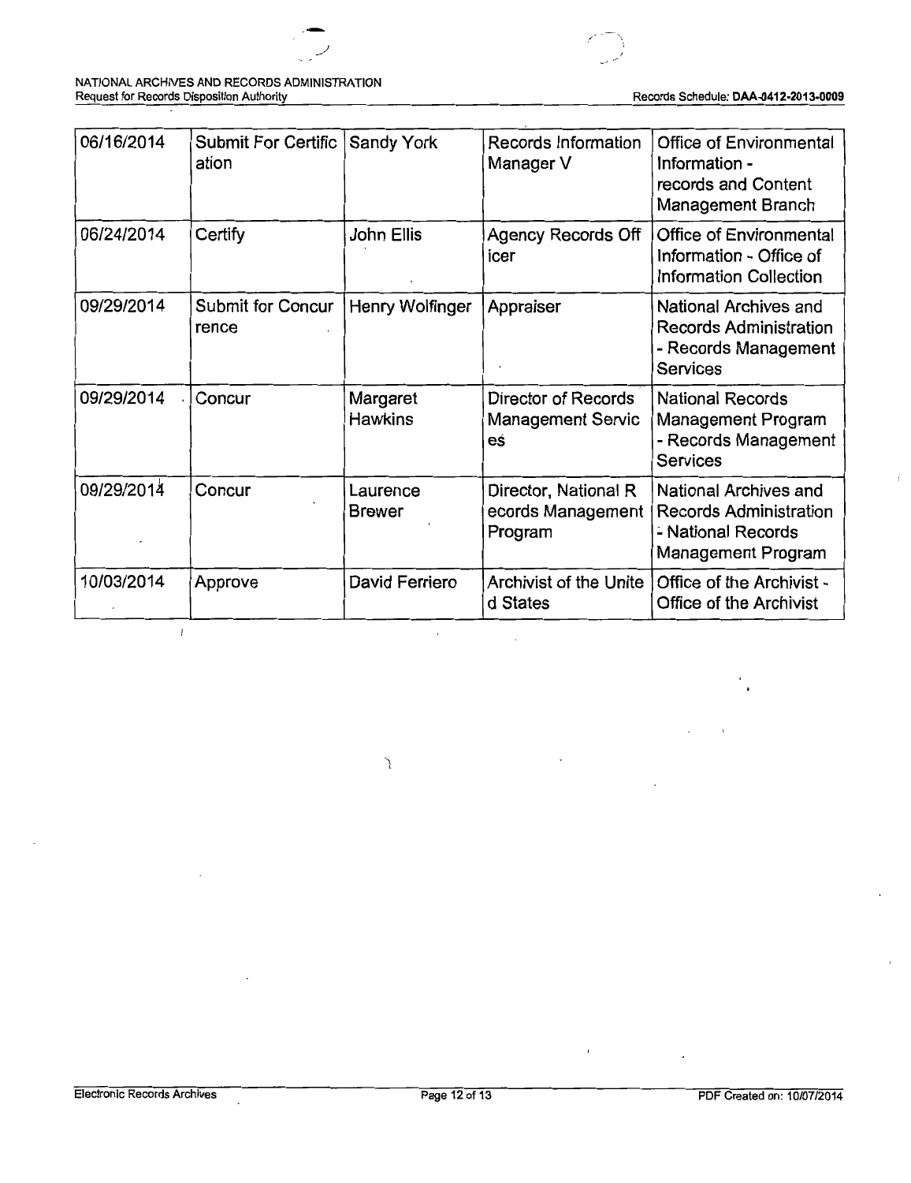| 06/16/2014 | Submit For Certification | Sandy York | Records Information Manager V | Office of Environmental Information - records and Content Management Branch |
|---|---|---|---|---|
| 06/24/2014 | Certify | John Ellis | Agency Records Officer | Office of Environmental Information - Office of Information Collection |
| 09/29/2014 | Submit for Concurrence | Henry Wolfinger | Appraiser | National Archives and Records Administration - Records Management Services |
| 09/29/2014 | Concur | Margaret Hawkins | Director of Records Management Services | National Records Management Program - Records Management Services |
| 09/29/2014 | Concur | Laurence Brewer | Director, National Records Management Program | National Archives and Records Administration - National Records Management Program |
| 10/03/2014 | Approve | David Ferriero | Archivist of the United States | Office of the Archivist - Office of the Archivist |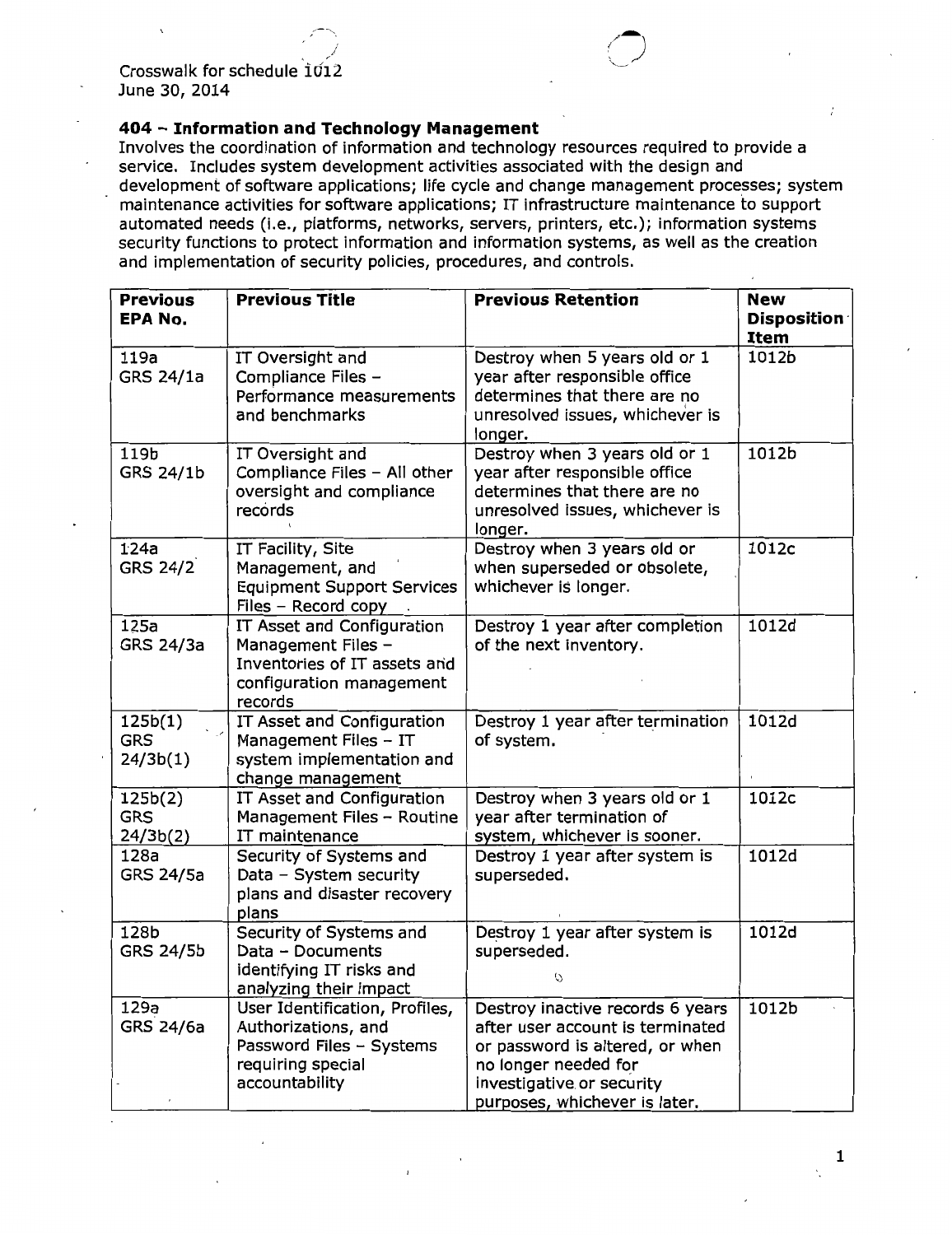Crosswalk for schedule 1012
June 30, 2014

### 404 – Information and Technology Management

Involves the coordination of information and technology resources required to provide a service. Includes system development activities associated with the design and development of software applications; life cycle and change management processes; system maintenance activities for software applications; IT infrastructure maintenance to support automated needs (i.e., platforms, networks, servers, printers, etc.); information systems security functions to protect information and information systems, as well as the creation and implementation of security policies, procedures, and controls.

| Previous EPA No. | Previous Title | Previous Retention | New Disposition Item |
|---|---|---|---|
| 119a GRS 24/1a | IT Oversight and Compliance Files – Performance measurements and benchmarks | Destroy when 5 years old or 1 year after responsible office determines that there are no unresolved issues, whichever is longer. | 1012b |
| 119b GRS 24/1b | IT Oversight and Compliance Files – All other oversight and compliance records | Destroy when 3 years old or 1 year after responsible office determines that there are no unresolved issues, whichever is longer. | 1012b |
| 124a GRS 24/2 | IT Facility, Site Management, and Equipment Support Services Files – Record copy | Destroy when 3 years old or when superseded or obsolete, whichever is longer. | 1012c |
| 125a GRS 24/3a | IT Asset and Configuration Management Files – Inventories of IT assets and configuration management records | Destroy 1 year after completion of the next inventory. | 1012d |
| 125b(1) GRS 24/3b(1) | IT Asset and Configuration Management Files – IT system implementation and change management | Destroy 1 year after termination of system. | 1012d |
| 125b(2) GRS 24/3b(2) | IT Asset and Configuration Management Files – Routine IT maintenance | Destroy when 3 years old or 1 year after termination of system, whichever is sooner. | 1012c |
| 128a GRS 24/5a | Security of Systems and Data – System security plans and disaster recovery plans | Destroy 1 year after system is superseded. | 1012d |
| 128b GRS 24/5b | Security of Systems and Data – Documents identifying IT risks and analyzing their impact | Destroy 1 year after system is superseded. | 1012d |
| 129a GRS 24/6a | User Identification, Profiles, Authorizations, and Password Files – Systems requiring special accountability | Destroy inactive records 6 years after user account is terminated or password is altered, or when no longer needed for investigative or security purposes, whichever is later. | 1012b |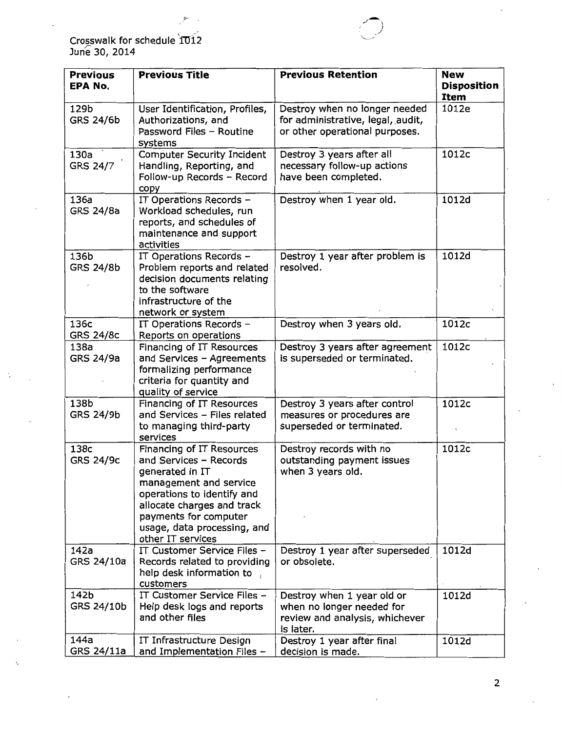Crosswalk for schedule 1012
June 30, 2014

| Previous EPA No. | Previous Title | Previous Retention | New Disposition Item |
|---|---|---|---|
| 129b GRS 24/6b | User Identification, Profiles, Authorizations, and Password Files – Routine systems | Destroy when no longer needed for administrative, legal, audit, or other operational purposes. | 1012e |
| 130a GRS 24/7 | Computer Security Incident Handling, Reporting, and Follow-up Records – Record copy | Destroy 3 years after all necessary follow-up actions have been completed. | 1012c |
| 136a GRS 24/8a | IT Operations Records – Workload schedules, run reports, and schedules of maintenance and support activities | Destroy when 1 year old. | 1012d |
| 136b GRS 24/8b | IT Operations Records – Problem reports and related decision documents relating to the software infrastructure of the network or system | Destroy 1 year after problem is resolved. | 1012d |
| 136c GRS 24/8c | IT Operations Records – Reports on operations | Destroy when 3 years old. | 1012c |
| 138a GRS 24/9a | Financing of IT Resources and Services – Agreements formalizing performance criteria for quantity and quality of service | Destroy 3 years after agreement is superseded or terminated. | 1012c |
| 138b GRS 24/9b | Financing of IT Resources and Services – Files related to managing third-party services | Destroy 3 years after control measures or procedures are superseded or terminated. | 1012c |
| 138c GRS 24/9c | Financing of IT Resources and Services – Records generated in IT management and service operations to identify and allocate charges and track payments for computer usage, data processing, and other IT services | Destroy records with no outstanding payment issues when 3 years old. | 1012c |
| 142a GRS 24/10a | IT Customer Service Files – Records related to providing help desk information to customers | Destroy 1 year after superseded or obsolete. | 1012d |
| 142b GRS 24/10b | IT Customer Service Files – Help desk logs and reports and other files | Destroy when 1 year old or when no longer needed for review and analysis, whichever is later. | 1012d |
| 144a GRS 24/11a | IT Infrastructure Design and Implementation Files – | Destroy 1 year after final decision is made. | 1012d |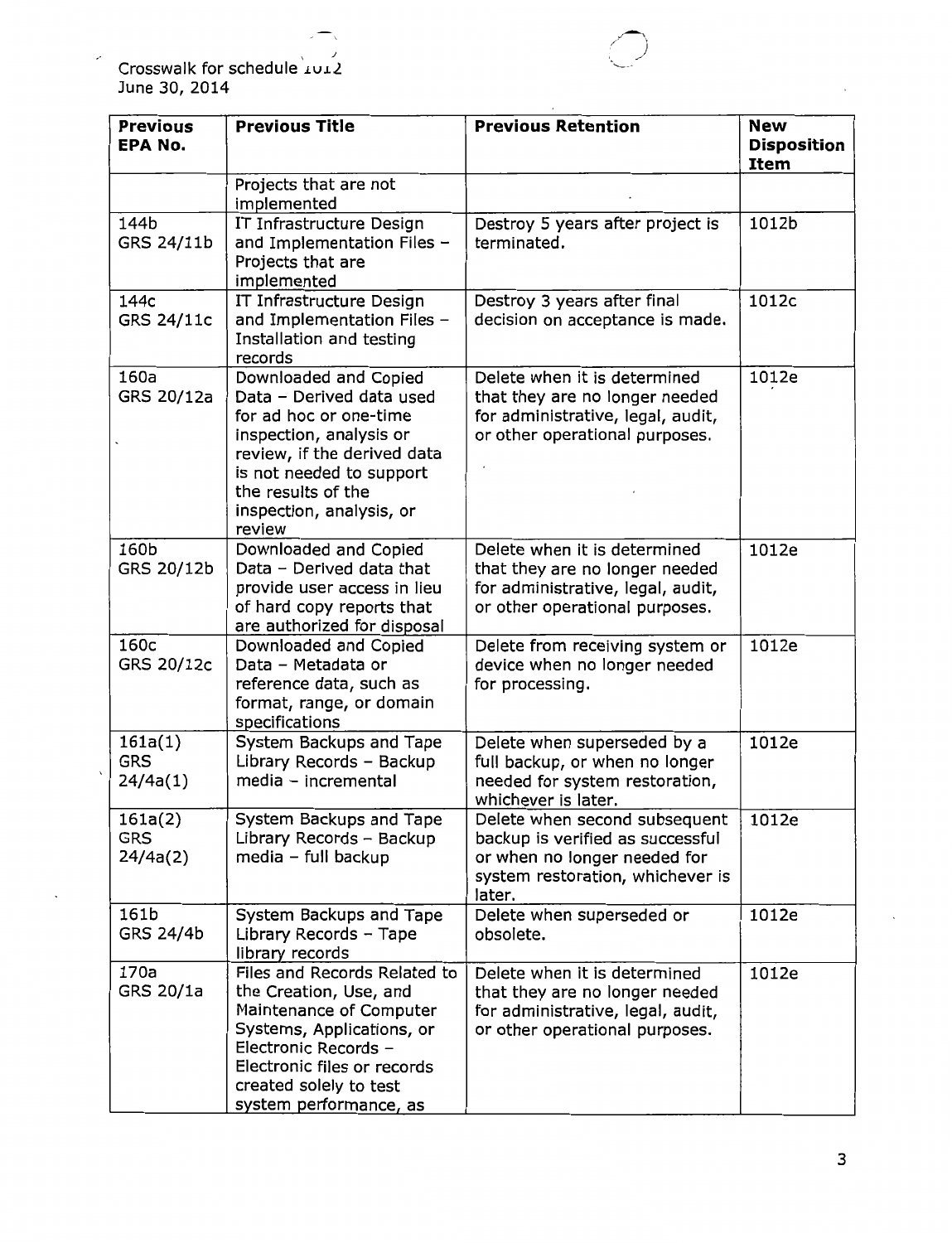Crosswalk for schedule 1012
June 30, 2014

| Previous EPA No. | Previous Title | Previous Retention | New Disposition Item |
|---|---|---|---|
| | Projects that are not implemented | | |
| 144b GRS 24/11b | IT Infrastructure Design and Implementation Files – Projects that are implemented | Destroy 5 years after project is terminated. | 1012b |
| 144c GRS 24/11c | IT Infrastructure Design and Implementation Files – Installation and testing records | Destroy 3 years after final decision on acceptance is made. | 1012c |
| 160a GRS 20/12a | Downloaded and Copied Data – Derived data used for ad hoc or one-time inspection, analysis or review, if the derived data is not needed to support the results of the inspection, analysis, or review | Delete when it is determined that they are no longer needed for administrative, legal, audit, or other operational purposes. | 1012e |
| 160b GRS 20/12b | Downloaded and Copied Data – Derived data that provide user access in lieu of hard copy reports that are authorized for disposal | Delete when it is determined that they are no longer needed for administrative, legal, audit, or other operational purposes. | 1012e |
| 160c GRS 20/12c | Downloaded and Copied Data – Metadata or reference data, such as format, range, or domain specifications | Delete from receiving system or device when no longer needed for processing. | 1012e |
| 161a(1) GRS 24/4a(1) | System Backups and Tape Library Records – Backup media – incremental | Delete when superseded by a full backup, or when no longer needed for system restoration, whichever is later. | 1012e |
| 161a(2) GRS 24/4a(2) | System Backups and Tape Library Records – Backup media – full backup | Delete when second subsequent backup is verified as successful or when no longer needed for system restoration, whichever is later. | 1012e |
| 161b GRS 24/4b | System Backups and Tape Library Records – Tape library records | Delete when superseded or obsolete. | 1012e |
| 170a GRS 20/1a | Files and Records Related to the Creation, Use, and Maintenance of Computer Systems, Applications, or Electronic Records – Electronic files or records created solely to test system performance, as | Delete when it is determined that they are no longer needed for administrative, legal, audit, or other operational purposes. | 1012e |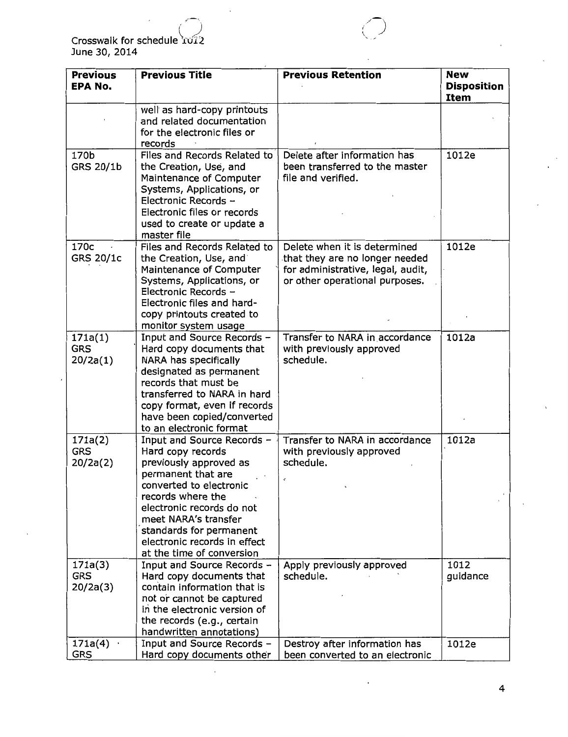| Previous EPA No. | Previous Title | Previous Retention | New Disposition Item |
|---|---|---|---|
| | well as hard-copy printouts and related documentation for the electronic files or records | | |
| 170b GRS 20/1b | Files and Records Related to the Creation, Use, and Maintenance of Computer Systems, Applications, or Electronic Records – Electronic files or records used to create or update a master file | Delete after information has been transferred to the master file and verified. | 1012e |
| 170c GRS 20/1c | Files and Records Related to the Creation, Use, and Maintenance of Computer Systems, Applications, or Electronic Records – Electronic files and hard-copy printouts created to monitor system usage | Delete when it is determined that they are no longer needed for administrative, legal, audit, or other operational purposes. | 1012e |
| 171a(1) GRS 20/2a(1) | Input and Source Records – Hard copy documents that NARA has specifically designated as permanent records that must be transferred to NARA in hard copy format, even if records have been copied/converted to an electronic format | Transfer to NARA in accordance with previously approved schedule. | 1012a |
| 171a(2) GRS 20/2a(2) | Input and Source Records – Hard copy records previously approved as permanent that are converted to electronic records where the electronic records do not meet NARA's transfer standards for permanent electronic records in effect at the time of conversion | Transfer to NARA in accordance with previously approved schedule. | 1012a |
| 171a(3) GRS 20/2a(3) | Input and Source Records – Hard copy documents that contain information that is not or cannot be captured in the electronic version of the records (e.g., certain handwritten annotations) | Apply previously approved schedule. | 1012 guidance |
| 171a(4) GRS | Input and Source Records – Hard copy documents other | Destroy after information has been converted to an electronic | 1012e |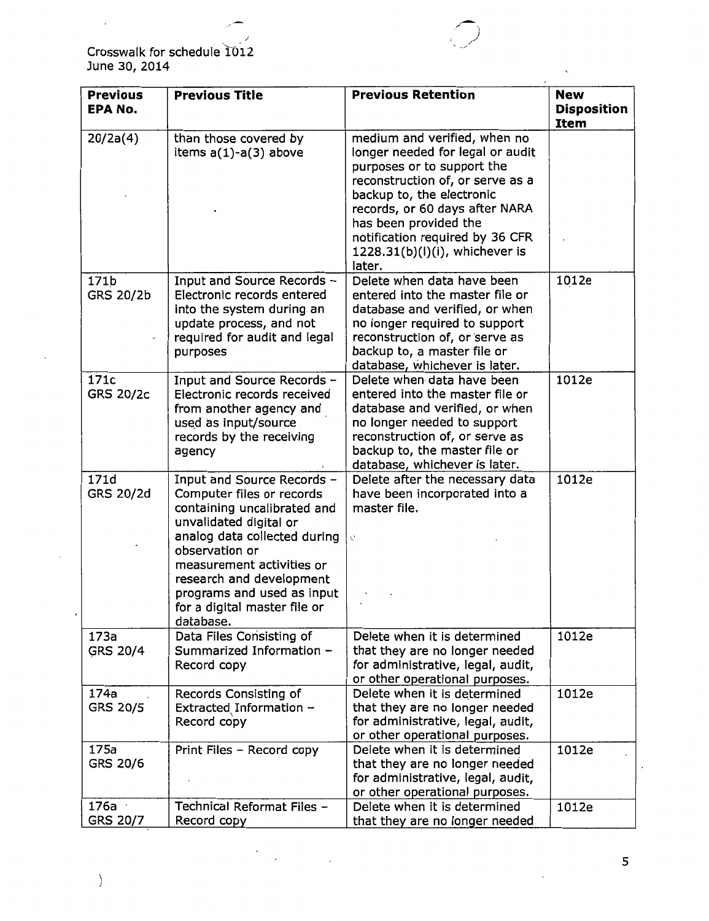Crosswalk for schedule 1012
June 30, 2014

| Previous EPA No. | Previous Title | Previous Retention | New Disposition Item |
|---|---|---|---|
| 20/2a(4) | than those covered by items a(1)-a(3) above | medium and verified, when no longer needed for legal or audit purposes or to support the reconstruction of, or serve as a backup to, the electronic records, or 60 days after NARA has been provided the notification required by 36 CFR 1228.31(b)(l)(i), whichever is later. | |
| 171b GRS 20/2b | Input and Source Records – Electronic records entered into the system during an update process, and not required for audit and legal purposes | Delete when data have been entered into the master file or database and verified, or when no longer required to support reconstruction of, or serve as backup to, a master file or database, whichever is later. | 1012e |
| 171c GRS 20/2c | Input and Source Records – Electronic records received from another agency and used as input/source records by the receiving agency | Delete when data have been entered into the master file or database and verified, or when no longer needed to support reconstruction of, or serve as backup to, the master file or database, whichever is later. | 1012e |
| 171d GRS 20/2d | Input and Source Records – Computer files or records containing uncalibrated and unvalidated digital or analog data collected during observation or measurement activities or research and development programs and used as input for a digital master file or database. | Delete after the necessary data have been incorporated into a master file. | 1012e |
| 173a GRS 20/4 | Data Files Consisting of Summarized Information – Record copy | Delete when it is determined that they are no longer needed for administrative, legal, audit, or other operational purposes. | 1012e |
| 174a GRS 20/5 | Records Consisting of Extracted Information – Record copy | Delete when it is determined that they are no longer needed for administrative, legal, audit, or other operational purposes. | 1012e |
| 175a GRS 20/6 | Print Files – Record copy | Delete when it is determined that they are no longer needed for administrative, legal, audit, or other operational purposes. | 1012e |
| 176a GRS 20/7 | Technical Reformat Files – Record copy | Delete when it is determined that they are no longer needed | 1012e |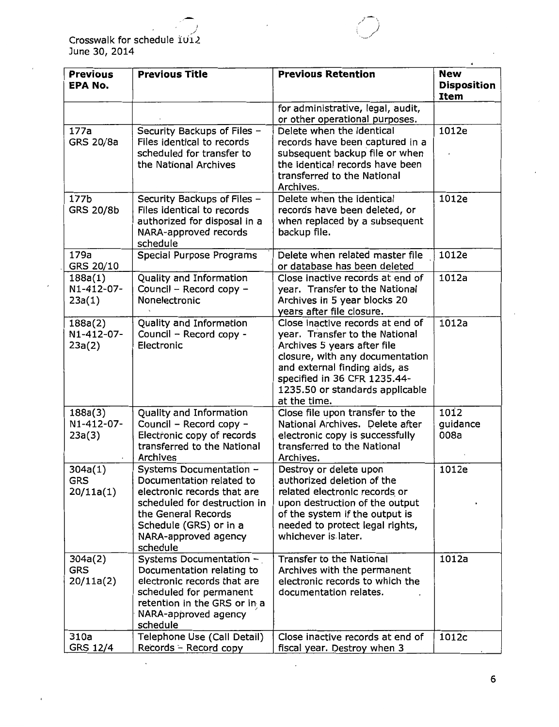Crosswalk for schedule 1012
June 30, 2014

| Previous EPA No. | Previous Title | Previous Retention | New Disposition Item |
|---|---|---|---|
| | | for administrative, legal, audit, or other operational purposes. | |
| 177a GRS 20/8a | Security Backups of Files – Files identical to records scheduled for transfer to the National Archives | Delete when the identical records have been captured in a subsequent backup file or when the identical records have been transferred to the National Archives. | 1012e |
| 177b GRS 20/8b | Security Backups of Files – Files identical to records authorized for disposal in a NARA-approved records schedule | Delete when the identical records have been deleted, or when replaced by a subsequent backup file. | 1012e |
| 179a GRS 20/10 | Special Purpose Programs | Delete when related master file or database has been deleted | 1012e |
| 188a(1) N1-412-07-23a(1) | Quality and Information Council – Record copy – Nonelectronic | Close inactive records at end of year. Transfer to the National Archives in 5 year blocks 20 years after file closure. | 1012a |
| 188a(2) N1-412-07-23a(2) | Quality and Information Council – Record copy - Electronic | Close inactive records at end of year. Transfer to the National Archives 5 years after file closure, with any documentation and external finding aids, as specified in 36 CFR 1235.44-1235.50 or standards applicable at the time. | 1012a |
| 188a(3) N1-412-07-23a(3) | Quality and Information Council – Record copy – Electronic copy of records transferred to the National Archives | Close file upon transfer to the National Archives. Delete after electronic copy is successfully transferred to the National Archives. | 1012 guidance 008a |
| 304a(1) GRS 20/11a(1) | Systems Documentation – Documentation related to electronic records that are scheduled for destruction in the General Records Schedule (GRS) or in a NARA-approved agency schedule | Destroy or delete upon authorized deletion of the related electronic records or upon destruction of the output of the system if the output is needed to protect legal rights, whichever is later. | 1012e |
| 304a(2) GRS 20/11a(2) | Systems Documentation – Documentation relating to electronic records that are scheduled for permanent retention in the GRS or in a NARA-approved agency schedule | Transfer to the National Archives with the permanent electronic records to which the documentation relates. | 1012a |
| 310a GRS 12/4 | Telephone Use (Call Detail) Records – Record copy | Close inactive records at end of fiscal year. Destroy when 3 | 1012c |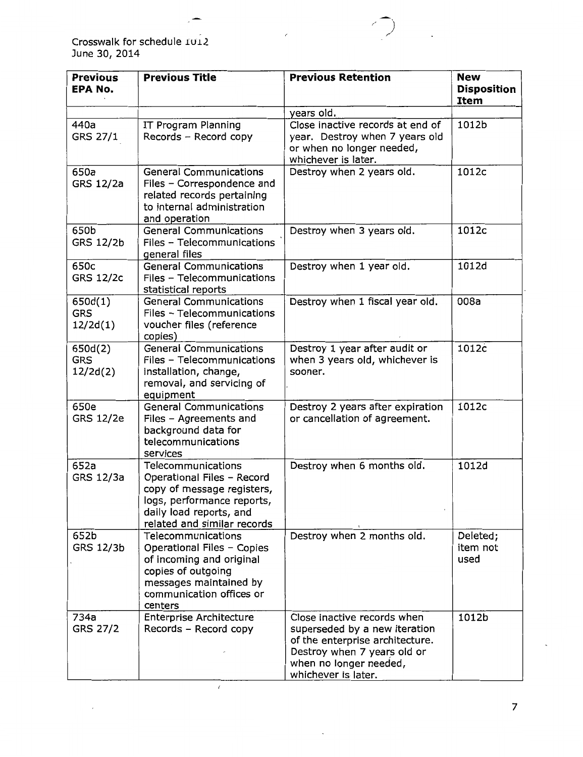Crosswalk for schedule 1012
June 30, 2014

| Previous EPA No. | Previous Title | Previous Retention | New Disposition Item |
|---|---|---|---|
| | | years old. | |
| 440a GRS 27/1 | IT Program Planning Records – Record copy | Close inactive records at end of year. Destroy when 7 years old or when no longer needed, whichever is later. | 1012b |
| 650a GRS 12/2a | General Communications Files – Correspondence and related records pertaining to internal administration and operation | Destroy when 2 years old. | 1012c |
| 650b GRS 12/2b | General Communications Files – Telecommunications general files | Destroy when 3 years old. | 1012c |
| 650c GRS 12/2c | General Communications Files – Telecommunications statistical reports | Destroy when 1 year old. | 1012d |
| 650d(1) GRS 12/2d(1) | General Communications Files – Telecommunications voucher files (reference copies) | Destroy when 1 fiscal year old. | 008a |
| 650d(2) GRS 12/2d(2) | General Communications Files – Telecommunications installation, change, removal, and servicing of equipment | Destroy 1 year after audit or when 3 years old, whichever is sooner. | 1012c |
| 650e GRS 12/2e | General Communications Files – Agreements and background data for telecommunications services | Destroy 2 years after expiration or cancellation of agreement. | 1012c |
| 652a GRS 12/3a | Telecommunications Operational Files – Record copy of message registers, logs, performance reports, daily load reports, and related and similar records | Destroy when 6 months old. | 1012d |
| 652b GRS 12/3b | Telecommunications Operational Files – Copies of incoming and original copies of outgoing messages maintained by communication offices or centers | Destroy when 2 months old. | Deleted; item not used |
| 734a GRS 27/2 | Enterprise Architecture Records – Record copy | Close inactive records when superseded by a new iteration of the enterprise architecture. Destroy when 7 years old or when no longer needed, whichever is later. | 1012b |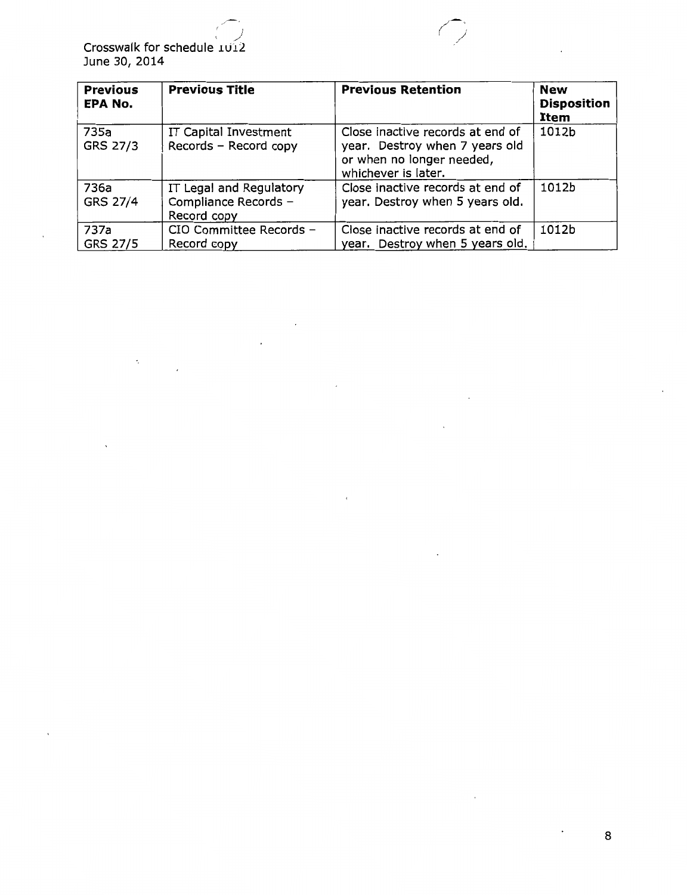Crosswalk for schedule 1012
June 30, 2014

| Previous EPA No. | Previous Title | Previous Retention | New Disposition Item |
|---|---|---|---|
| 735a GRS 27/3 | IT Capital Investment Records – Record copy | Close inactive records at end of year. Destroy when 7 years old or when no longer needed, whichever is later. | 1012b |
| 736a GRS 27/4 | IT Legal and Regulatory Compliance Records – Record copy | Close inactive records at end of year. Destroy when 5 years old. | 1012b |
| 737a GRS 27/5 | CIO Committee Records – Record copy | Close inactive records at end of year. Destroy when 5 years old. | 1012b |